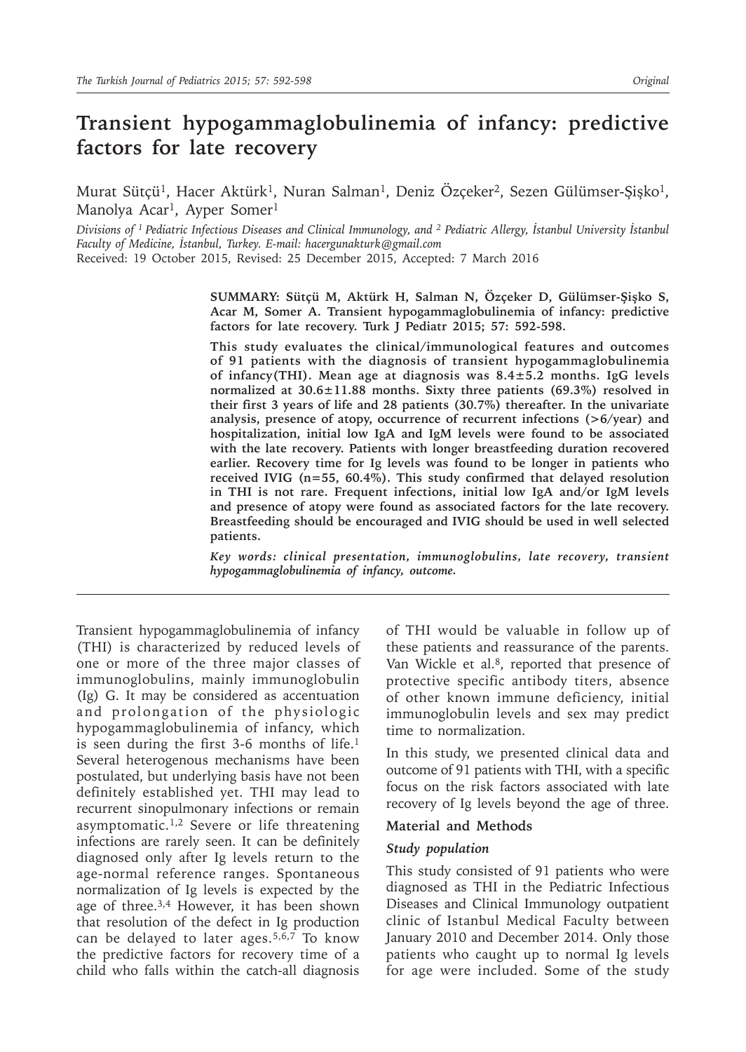# Transient hypogammaglobulinemia of infancy: predictive factors for late recovery

Murat Sütçü[1], Hacer Aktürk[1], Nuran Salman[1], Deniz Özçeker[2], Sezen Gülümser-Şişko[1], Manolya Acar[1], Ayper Somer[1]

*Divisions of [1] Pediatric Infectious Diseases and Clinical Immunology, and [2] Pediatric Allergy, İstanbul University İstanbul Faculty of Medicine, İstanbul, Turkey. E-mail: hacergunakturk@gmail.com*

Received: 19 October 2015, Revised: 25 December 2015, Accepted: 7 March 2016

**SUMMARY: Sütçü M, Aktürk H, Salman N, Özçeker D, Gülümser-Şişko S, Acar M, Somer A. Transient hypogammaglobulinemia of infancy: predictive factors for late recovery. Turk J Pediatr 2015; 57: 592-598.**

**This study evaluates the clinical/immunological features and outcomes of 91 patients with the diagnosis of transient hypogammaglobulinemia of infancy(THI). Mean age at diagnosis was 8.4±5.2 months. IgG levels normalized at 30.6±11.88 months. Sixty three patients (69.3%) resolved in their first 3 years of life and 28 patients (30.7%) thereafter. In the univariate analysis, presence of atopy, occurrence of recurrent infections (>6/year) and hospitalization, initial low IgA and IgM levels were found to be associated with the late recovery. Patients with longer breastfeeding duration recovered earlier. Recovery time for Ig levels was found to be longer in patients who received IVIG (n=55, 60.4%). This study confirmed that delayed resolution in THI is not rare. Frequent infections, initial low IgA and/or IgM levels and presence of atopy were found as associated factors for the late recovery. Breastfeeding should be encouraged and IVIG should be used in well selected patients.**

***Key words: clinical presentation, immunoglobulins, late recovery, transient hypogammaglobulinemia of infancy, outcome.***

Transient hypogammaglobulinemia of infancy (THI) is characterized by reduced levels of one or more of the three major classes of immunoglobulins, mainly immunoglobulin (Ig) G. It may be considered as accentuation and prolongation of the physiologic hypogammaglobulinemia of infancy, which is seen during the first 3-6 months of life.[1] Several heterogenous mechanisms have been postulated, but underlying basis have not been definitely established yet. THI may lead to recurrent sinopulmonary infections or remain asymptomatic.[1,2] Severe or life threatening infections are rarely seen. It can be definitely diagnosed only after Ig levels return to the age-normal reference ranges. Spontaneous normalization of Ig levels is expected by the age of three.[3,4] However, it has been shown that resolution of the defect in Ig production can be delayed to later ages.[5,6,7] To know the predictive factors for recovery time of a child who falls within the catch-all diagnosis of THI would be valuable in follow up of these patients and reassurance of the parents. Van Wickle et al.[8], reported that presence of protective specific antibody titers, absence of other known immune deficiency, initial immunoglobulin levels and sex may predict time to normalization.

In this study, we presented clinical data and outcome of 91 patients with THI, with a specific focus on the risk factors associated with late recovery of Ig levels beyond the age of three.

## Material and Methods

### *Study population*

This study consisted of 91 patients who were diagnosed as THI in the Pediatric Infectious Diseases and Clinical Immunology outpatient clinic of Istanbul Medical Faculty between January 2010 and December 2014. Only those patients who caught up to normal Ig levels for age were included. Some of the study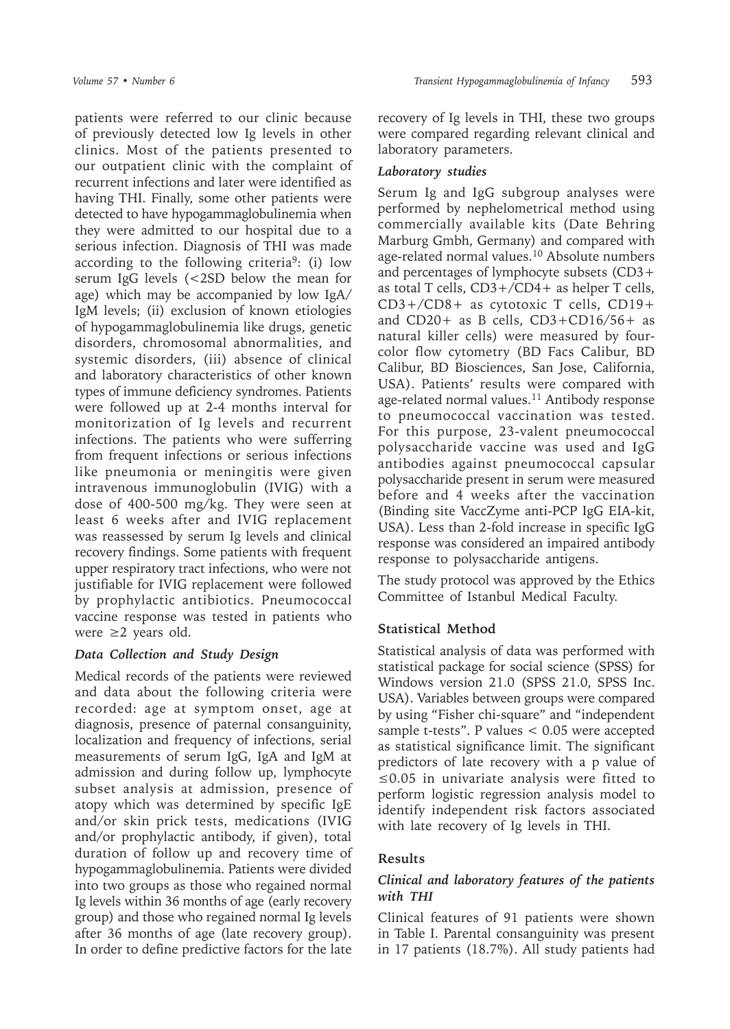patients were referred to our clinic because of previously detected low Ig levels in other clinics. Most of the patients presented to our outpatient clinic with the complaint of recurrent infections and later were identified as having THI. Finally, some other patients were detected to have hypogammaglobulinemia when they were admitted to our hospital due to a serious infection. Diagnosis of THI was made according to the following criteria[9]: (i) low serum IgG levels (<2SD below the mean for age) which may be accompanied by low IgA/IgM levels; (ii) exclusion of known etiologies of hypogammaglobulinemia like drugs, genetic disorders, chromosomal abnormalities, and systemic disorders, (iii) absence of clinical and laboratory characteristics of other known types of immune deficiency syndromes. Patients were followed up at 2-4 months interval for monitorization of Ig levels and recurrent infections. The patients who were sufferring from frequent infections or serious infections like pneumonia or meningitis were given intravenous immunoglobulin (IVIG) with a dose of 400-500 mg/kg. They were seen at least 6 weeks after and IVIG replacement was reassessed by serum Ig levels and clinical recovery findings. Some patients with frequent upper respiratory tract infections, who were not justifiable for IVIG replacement were followed by prophylactic antibiotics. Pneumococcal vaccine response was tested in patients who were ≥2 years old.

### *Data Collection and Study Design*

Medical records of the patients were reviewed and data about the following criteria were recorded: age at symptom onset, age at diagnosis, presence of paternal consanguinity, localization and frequency of infections, serial measurements of serum IgG, IgA and IgM at admission and during follow up, lymphocyte subset analysis at admission, presence of atopy which was determined by specific IgE and/or skin prick tests, medications (IVIG and/or prophylactic antibody, if given), total duration of follow up and recovery time of hypogammaglobulinemia. Patients were divided into two groups as those who regained normal Ig levels within 36 months of age (early recovery group) and those who regained normal Ig levels after 36 months of age (late recovery group). In order to define predictive factors for the late recovery of Ig levels in THI, these two groups were compared regarding relevant clinical and laboratory parameters.

### *Laboratory studies*

Serum Ig and IgG subgroup analyses were performed by nephelometrical method using commercially available kits (Date Behring Marburg Gmbh, Germany) and compared with age-related normal values.[10] Absolute numbers and percentages of lymphocyte subsets (CD3+ as total T cells, CD3+/CD4+ as helper T cells, CD3+/CD8+ as cytotoxic T cells, CD19+ and CD20+ as B cells, CD3+CD16/56+ as natural killer cells) were measured by four-color flow cytometry (BD Facs Calibur, BD Calibur, BD Biosciences, San Jose, California, USA). Patients' results were compared with age-related normal values.[11] Antibody response to pneumococcal vaccination was tested. For this purpose, 23-valent pneumococcal polysaccharide vaccine was used and IgG antibodies against pneumococcal capsular polysaccharide present in serum were measured before and 4 weeks after the vaccination (Binding site VaccZyme anti-PCP IgG EIA-kit, USA). Less than 2-fold increase in specific IgG response was considered an impaired antibody response to polysaccharide antigens.

The study protocol was approved by the Ethics Committee of Istanbul Medical Faculty.

## Statistical Method

Statistical analysis of data was performed with statistical package for social science (SPSS) for Windows version 21.0 (SPSS 21.0, SPSS Inc. USA). Variables between groups were compared by using "Fisher chi-square" and "independent sample t-tests". P values $< 0.05$ were accepted as statistical significance limit. The significant predictors of late recovery with a p value of $\leq 0.05$ in univariate analysis were fitted to perform logistic regression analysis model to identify independent risk factors associated with late recovery of Ig levels in THI.

## Results

### *Clinical and laboratory features of the patients with THI*

Clinical features of 91 patients were shown in Table I. Parental consanguinity was present in 17 patients (18.7%). All study patients had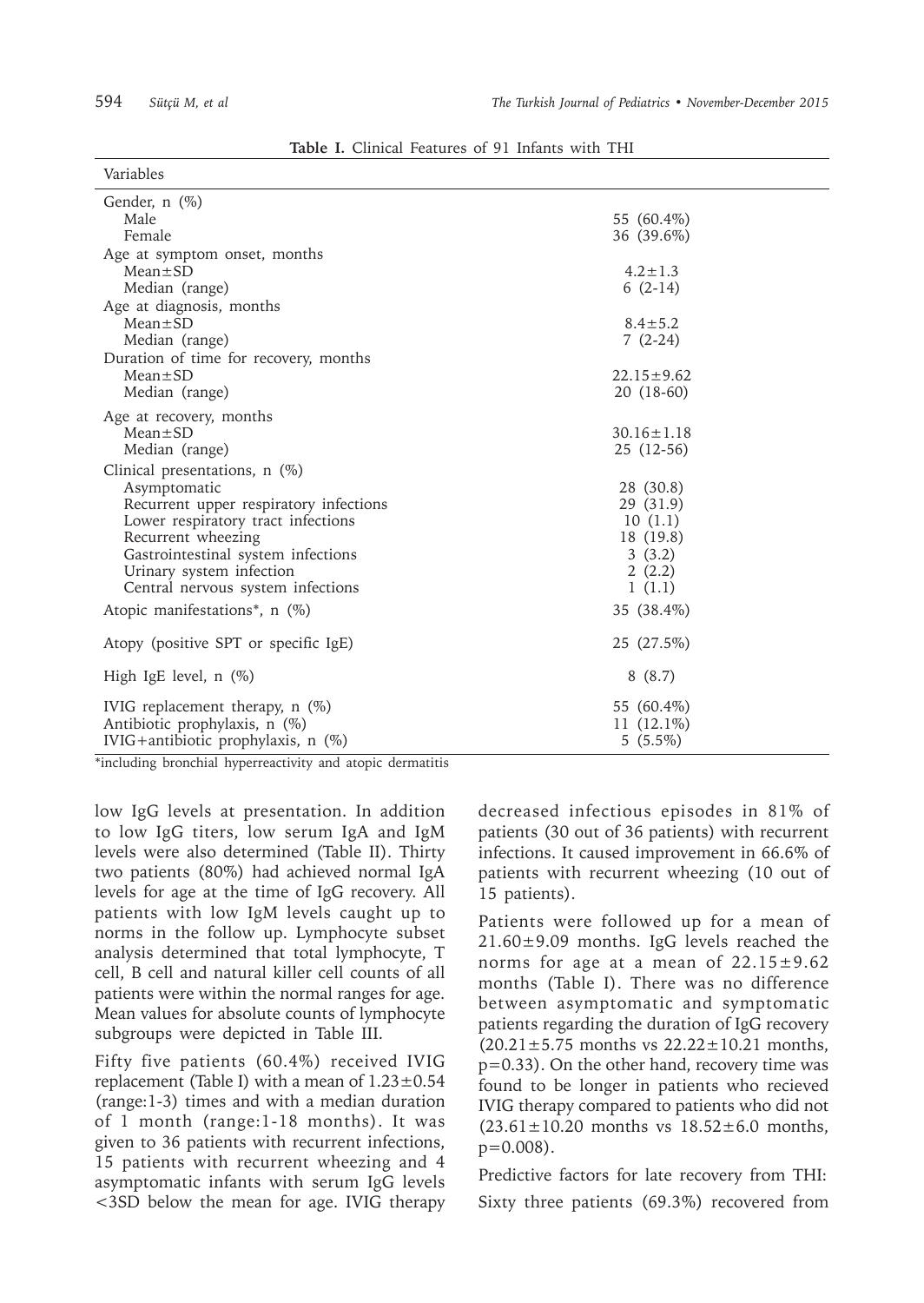**Table I.** Clinical Features of 91 Infants with THI

| Variables | |
|---|---|
| Gender, n (%) | |
| Male | 55 (60.4%) |
| Female | 36 (39.6%) |
| Age at symptom onset, months | |
| Mean±SD | 4.2±1.3 |
| Median (range) | 6 (2-14) |
| Age at diagnosis, months | |
| Mean±SD | 8.4±5.2 |
| Median (range) | 7 (2-24) |
| Duration of time for recovery, months | |
| Mean±SD | 22.15±9.62 |
| Median (range) | 20 (18-60) |
| Age at recovery, months | |
| Mean±SD | 30.16±1.18 |
| Median (range) | 25 (12-56) |
| Clinical presentations, n (%) | |
| Asymptomatic | 28 (30.8) |
| Recurrent upper respiratory infections | 29 (31.9) |
| Lower respiratory tract infections | 10 (1.1) |
| Recurrent wheezing | 18 (19.8) |
| Gastrointestinal system infections | 3 (3.2) |
| Urinary system infection | 2 (2.2) |
| Central nervous system infections | 1 (1.1) |
| Atopic manifestations*, n (%) | 35 (38.4%) |
| Atopy (positive SPT or specific IgE) | 25 (27.5%) |
| High IgE level, n (%) | 8 (8.7) |
| IVIG replacement therapy, n (%) | 55 (60.4%) |
| Antibiotic prophylaxis, n (%) | 11 (12.1%) |
| IVIG+antibiotic prophylaxis, n (%) | 5 (5.5%) |

*including bronchial hyperreactivity and atopic dermatitis

low IgG levels at presentation. In addition to low IgG titers, low serum IgA and IgM levels were also determined (Table II). Thirty two patients (80%) had achieved normal IgA levels for age at the time of IgG recovery. All patients with low IgM levels caught up to norms in the follow up. Lymphocyte subset analysis determined that total lymphocyte, T cell, B cell and natural killer cell counts of all patients were within the normal ranges for age. Mean values for absolute counts of lymphocyte subgroups were depicted in Table III.

Fifty five patients (60.4%) received IVIG replacement (Table I) with a mean of 1.23±0.54 (range:1-3) times and with a median duration of 1 month (range:1-18 months). It was given to 36 patients with recurrent infections, 15 patients with recurrent wheezing and 4 asymptomatic infants with serum IgG levels <3SD below the mean for age. IVIG therapy decreased infectious episodes in 81% of patients (30 out of 36 patients) with recurrent infections. It caused improvement in 66.6% of patients with recurrent wheezing (10 out of 15 patients).

Patients were followed up for a mean of 21.60±9.09 months. IgG levels reached the norms for age at a mean of 22.15±9.62 months (Table I). There was no difference between asymptomatic and symptomatic patients regarding the duration of IgG recovery (20.21±5.75 months vs 22.22±10.21 months, $p=0.33$). On the other hand, recovery time was found to be longer in patients who recieved IVIG therapy compared to patients who did not (23.61±10.20 months vs 18.52±6.0 months, $p=0.008$).

Predictive factors for late recovery from THI: Sixty three patients (69.3%) recovered from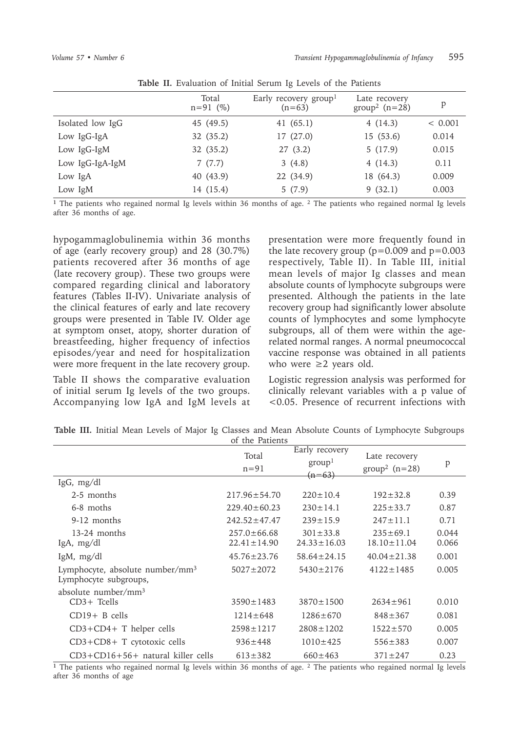**Table II.** Evaluation of Initial Serum Ig Levels of the Patients

| | Total n=91 (%) | Early recovery group[1] (n=63) | Late recovery group[2] (n=28) | p |
|---|---|---|---|---|
| Isolated low IgG | 45 (49.5) | 41 (65.1) | 4 (14.3) | < 0.001 |
| Low IgG-IgA | 32 (35.2) | 17 (27.0) | 15 (53.6) | 0.014 |
| Low IgG-IgM | 32 (35.2) | 27 (3.2) | 5 (17.9) | 0.015 |
| Low IgG-IgA-IgM | 7 (7.7) | 3 (4.8) | 4 (14.3) | 0.11 |
| Low IgA | 40 (43.9) | 22 (34.9) | 18 (64.3) | 0.009 |
| Low IgM | 14 (15.4) | 5 (7.9) | 9 (32.1) | 0.003 |

[1] The patients who regained normal Ig levels within 36 months of age. [2] The patients who regained normal Ig levels after 36 months of age.

hypogammaglobulinemia within 36 months of age (early recovery group) and 28 (30.7%) patients recovered after 36 months of age (late recovery group). These two groups were compared regarding clinical and laboratory features (Tables II-IV). Univariate analysis of the clinical features of early and late recovery groups were presented in Table IV. Older age at symptom onset, atopy, shorter duration of breastfeeding, higher frequency of infectios episodes/year and need for hospitalization were more frequent in the late recovery group.

Table II shows the comparative evaluation of initial serum Ig levels of the two groups. Accompanying low IgA and IgM levels at presentation were more frequently found in the late recovery group (p=0.009 and p=0.003 respectively, Table II). In Table III, initial mean levels of major Ig classes and mean absolute counts of lymphocyte subgroups were presented. Although the patients in the late recovery group had significantly lower absolute counts of lymphocytes and some lymphocyte subgroups, all of them were within the age-related normal ranges. A normal pneumococcal vaccine response was obtained in all patients who were ≥2 years old.

Logistic regression analysis was performed for clinically relevant variables with a p value of <0.05. Presence of recurrent infections with

**Table III.** Initial Mean Levels of Major Ig Classes and Mean Absolute Counts of Lymphocyte Subgroups of the Patients

| | Total n=91 | Early recovery group[1] (n=63) | Late recovery group[2] (n=28) | p |
|---|---|---|---|---|
| IgG, mg/dl | | | | |
| 2-5 months | 217.96±54.70 | 220±10.4 | 192±32.8 | 0.39 |
| 6-8 moths | 229.40±60.23 | 230±14.1 | 225±33.7 | 0.87 |
| 9-12 months | 242.52±47.47 | 239±15.9 | 247±11.1 | 0.71 |
| 13-24 months | 257.0±66.68 | 301±33.8 | 235±69.1 | 0.044 |
| IgA, mg/dl | 22.41±14.90 | 24.33±16.03 | 18.10±11.04 | 0.066 |
| IgM, mg/dl | 45.76±23.76 | 58.64±24.15 | 40.04±21.38 | 0.001 |
| Lymphocyte, absolute number/mm$^3$ | 5027±2072 | 5430±2176 | 4122±1485 | 0.005 |
| Lymphocyte subgroups, absolute number/mm$^3$ | | | | |
| CD3+ Tcells | 3590±1483 | 3870±1500 | 2634±961 | 0.010 |
| CD19+ B cells | 1214±648 | 1286±670 | 848±367 | 0.081 |
| CD3+CD4+ T helper cells | 2598±1217 | 2808±1202 | 1522±570 | 0.005 |
| CD3+CD8+ T cytotoxic cells | 936±448 | 1010±425 | 556±383 | 0.007 |
| CD3+CD16+56+ natural killer cells | 613±382 | 660±463 | 371±247 | 0.23 |

[1] The patients who regained normal Ig levels within 36 months of age. [2] The patients who regained normal Ig levels after 36 months of age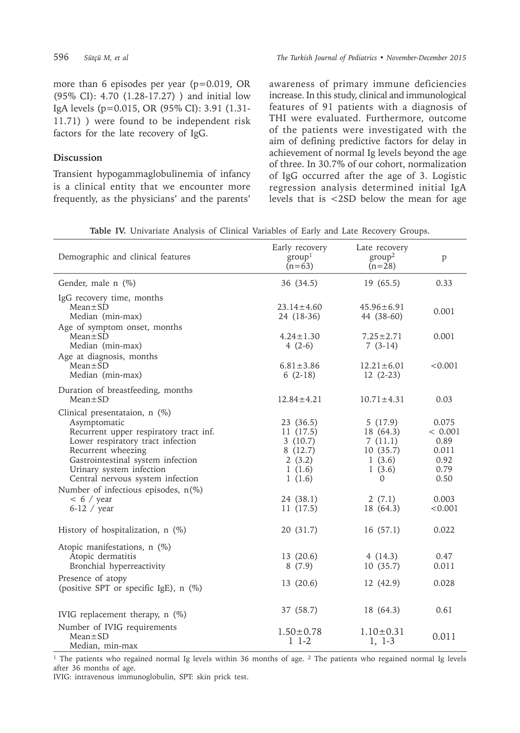more than 6 episodes per year (p=0.019, OR (95% CI): 4.70 (1.28-17.27) ) and initial low IgA levels (p=0.015, OR (95% CI): 3.91 (1.31-11.71) ) were found to be independent risk factors for the late recovery of IgG.

## Discussion

Transient hypogammaglobulinemia of infancy is a clinical entity that we encounter more frequently, as the physicians' and the parents' awareness of primary immune deficiencies increase. In this study, clinical and immunological features of 91 patients with a diagnosis of THI were evaluated. Furthermore, outcome of the patients were investigated with the aim of defining predictive factors for delay in achievement of normal Ig levels beyond the age of three. In 30.7% of our cohort, normalization of IgG occurred after the age of 3. Logistic regression analysis determined initial IgA levels that is <2SD below the mean for age

**Table IV.** Univariate Analysis of Clinical Variables of Early and Late Recovery Groups.

| Demographic and clinical features | Early recovery group[1] (n=63) | Late recovery group[2] (n=28) | p |
|---|---|---|---|
| Gender, male n (%) | 36 (34.5) | 19 (65.5) | 0.33 |
| IgG recovery time, months | | | |
| Mean±SD | 23.14±4.60 | 45.96±6.91 | 0.001 |
| Median (min-max) | 24 (18-36) | 44 (38-60) | |
| Age of symptom onset, months | | | |
| Mean±SD | 4.24±1.30 | 7.25±2.71 | 0.001 |
| Median (min-max) | 4 (2-6) | 7 (3-14) | |
| Age at diagnosis, months | | | |
| Mean±SD | 6.81±3.86 | 12.21±6.01 | <0.001 |
| Median (min-max) | 6 (2-18) | 12 (2-23) | |
| Duration of breastfeeding, months | | | |
| Mean±SD | 12.84±4.21 | 10.71±4.31 | 0.03 |
| Clinical presentataion, n (%) | | | |
| Asymptomatic | 23 (36.5) | 5 (17.9) | 0.075 |
| Recurrent upper respiratory tract inf. | 11 (17.5) | 18 (64.3) | < 0.001 |
| Lower respiratory tract infection | 3 (10.7) | 7 (11.1) | 0.89 |
| Recurrent wheezing | 8 (12.7) | 10 (35.7) | 0.011 |
| Gastrointestinal system infection | 2 (3.2) | 1 (3.6) | 0.92 |
| Urinary system infection | 1 (1.6) | 1 (3.6) | 0.79 |
| Central nervous system infection | 1 (1.6) | 0 | 0.50 |
| Number of infectious episodes, n(%) | | | |
| < 6 / year | 24 (38.1) | 2 (7.1) | 0.003 |
| 6-12 / year | 11 (17.5) | 18 (64.3) | <0.001 |
| History of hospitalization, n (%) | 20 (31.7) | 16 (57.1) | 0.022 |
| Atopic manifestations, n (%) | | | |
| Atopic dermatitis | 13 (20.6) | 4 (14.3) | 0.47 |
| Bronchial hyperreactivity | 8 (7.9) | 10 (35.7) | 0.011 |
| Presence of atopy (positive SPT or specific IgE), n (%) | 13 (20.6) | 12 (42.9) | 0.028 |
| IVIG replacement therapy, n (%) | 37 (58.7) | 18 (64.3) | 0.61 |
| Number of IVIG requirements | | | |
| Mean±SD | 1.50±0.78 | 1.10±0.31 | 0.011 |
| Median, min-max | 1 1-2 | 1, 1-3 | |

[1] The patients who regained normal Ig levels within 36 months of age. [2] The patients who regained normal Ig levels after 36 months of age.

IVIG: intravenous immunoglobulin, SPT: skin prick test.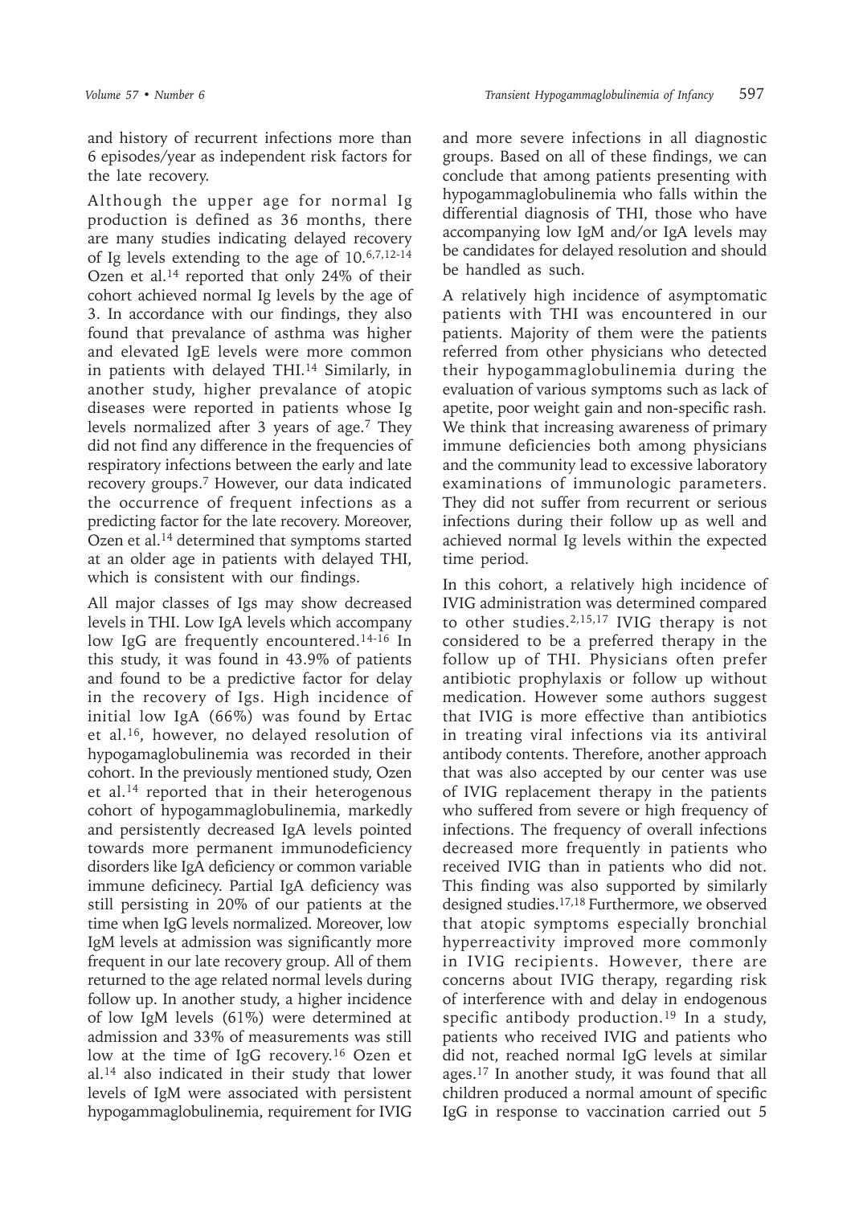and history of recurrent infections more than 6 episodes/year as independent risk factors for the late recovery.

Although the upper age for normal Ig production is defined as 36 months, there are many studies indicating delayed recovery of Ig levels extending to the age of 10.[6,7,12-14] Ozen et al.[14] reported that only 24% of their cohort achieved normal Ig levels by the age of 3. In accordance with our findings, they also found that prevalance of asthma was higher and elevated IgE levels were more common in patients with delayed THI.[14] Similarly, in another study, higher prevalance of atopic diseases were reported in patients whose Ig levels normalized after 3 years of age.[7] They did not find any difference in the frequencies of respiratory infections between the early and late recovery groups.[7] However, our data indicated the occurrence of frequent infections as a predicting factor for the late recovery. Moreover, Ozen et al.[14] determined that symptoms started at an older age in patients with delayed THI, which is consistent with our findings.

All major classes of Igs may show decreased levels in THI. Low IgA levels which accompany low IgG are frequently encountered.[14-16] In this study, it was found in 43.9% of patients and found to be a predictive factor for delay in the recovery of Igs. High incidence of initial low IgA (66%) was found by Ertac et al.[16], however, no delayed resolution of hypogamaglobulinemia was recorded in their cohort. In the previously mentioned study, Ozen et al.[14] reported that in their heterogenous cohort of hypogammaglobulinemia, markedly and persistently decreased IgA levels pointed towards more permanent immunodeficiency disorders like IgA deficiency or common variable immune deficinecy. Partial IgA deficiency was still persisting in 20% of our patients at the time when IgG levels normalized. Moreover, low IgM levels at admission was significantly more frequent in our late recovery group. All of them returned to the age related normal levels during follow up. In another study, a higher incidence of low IgM levels (61%) were determined at admission and 33% of measurements was still low at the time of IgG recovery.[16] Ozen et al.[14] also indicated in their study that lower levels of IgM were associated with persistent hypogammaglobulinemia, requirement for IVIG and more severe infections in all diagnostic groups. Based on all of these findings, we can conclude that among patients presenting with hypogammaglobulinemia who falls within the differential diagnosis of THI, those who have accompanying low IgM and/or IgA levels may be candidates for delayed resolution and should be handled as such.

A relatively high incidence of asymptomatic patients with THI was encountered in our patients. Majority of them were the patients referred from other physicians who detected their hypogammaglobulinemia during the evaluation of various symptoms such as lack of apetite, poor weight gain and non-specific rash. We think that increasing awareness of primary immune deficiencies both among physicians and the community lead to excessive laboratory examinations of immunologic parameters. They did not suffer from recurrent or serious infections during their follow up as well and achieved normal Ig levels within the expected time period.

In this cohort, a relatively high incidence of IVIG administration was determined compared to other studies.[2,15,17] IVIG therapy is not considered to be a preferred therapy in the follow up of THI. Physicians often prefer antibiotic prophylaxis or follow up without medication. However some authors suggest that IVIG is more effective than antibiotics in treating viral infections via its antiviral antibody contents. Therefore, another approach that was also accepted by our center was use of IVIG replacement therapy in the patients who suffered from severe or high frequency of infections. The frequency of overall infections decreased more frequently in patients who received IVIG than in patients who did not. This finding was also supported by similarly designed studies.[17,18] Furthermore, we observed that atopic symptoms especially bronchial hyperreactivity improved more commonly in IVIG recipients. However, there are concerns about IVIG therapy, regarding risk of interference with and delay in endogenous specific antibody production.[19] In a study, patients who received IVIG and patients who did not, reached normal IgG levels at similar ages.[17] In another study, it was found that all children produced a normal amount of specific IgG in response to vaccination carried out 5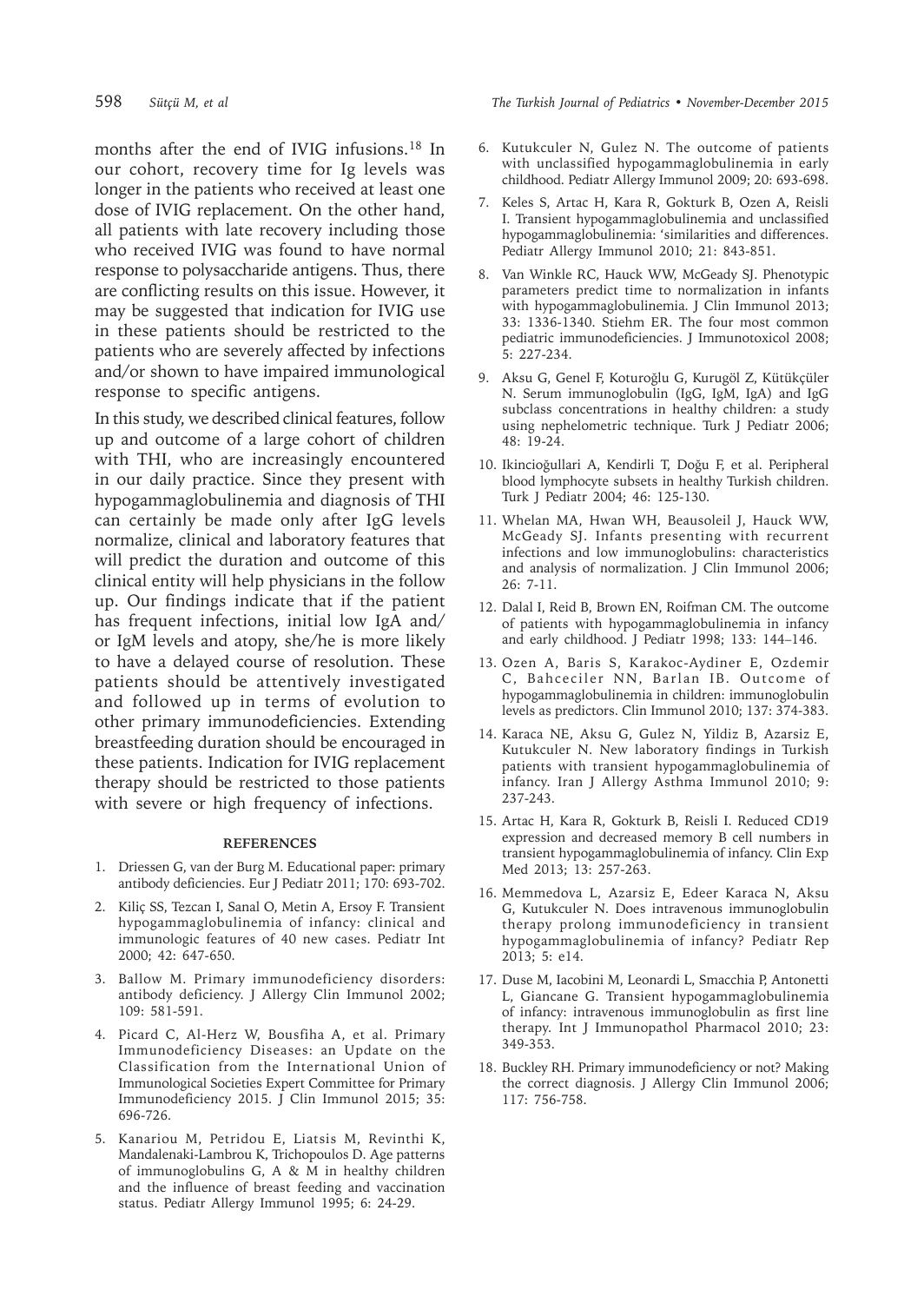months after the end of IVIG infusions.[18] In our cohort, recovery time for Ig levels was longer in the patients who received at least one dose of IVIG replacement. On the other hand, all patients with late recovery including those who received IVIG was found to have normal response to polysaccharide antigens. Thus, there are conflicting results on this issue. However, it may be suggested that indication for IVIG use in these patients should be restricted to the patients who are severely affected by infections and/or shown to have impaired immunological response to specific antigens.

In this study, we described clinical features, follow up and outcome of a large cohort of children with THI, who are increasingly encountered in our daily practice. Since they present with hypogammaglobulinemia and diagnosis of THI can certainly be made only after IgG levels normalize, clinical and laboratory features that will predict the duration and outcome of this clinical entity will help physicians in the follow up. Our findings indicate that if the patient has frequent infections, initial low IgA and/or IgM levels and atopy, she/he is more likely to have a delayed course of resolution. These patients should be attentively investigated and followed up in terms of evolution to other primary immunodeficiencies. Extending breastfeeding duration should be encouraged in these patients. Indication for IVIG replacement therapy should be restricted to those patients with severe or high frequency of infections.

## REFERENCES

1. Driessen G, van der Burg M. Educational paper: primary antibody deficiencies. Eur J Pediatr 2011; 170: 693-702.
2. Kiliç SS, Tezcan I, Sanal O, Metin A, Ersoy F. Transient hypogammaglobulinemia of infancy: clinical and immunologic features of 40 new cases. Pediatr Int 2000; 42: 647-650.
3. Ballow M. Primary immunodeficiency disorders: antibody deficiency. J Allergy Clin Immunol 2002; 109: 581-591.
4. Picard C, Al-Herz W, Bousfiha A, et al. Primary Immunodeficiency Diseases: an Update on the Classification from the International Union of Immunological Societies Expert Committee for Primary Immunodeficiency 2015. J Clin Immunol 2015; 35: 696-726.
5. Kanariou M, Petridou E, Liatsis M, Revinthi K, Mandalenaki-Lambrou K, Trichopoulos D. Age patterns of immunoglobulins G, A & M in healthy children and the influence of breast feeding and vaccination status. Pediatr Allergy Immunol 1995; 6: 24-29.
6. Kutukculer N, Gulez N. The outcome of patients with unclassified hypogammaglobulinemia in early childhood. Pediatr Allergy Immunol 2009; 20: 693-698.
7. Keles S, Artac H, Kara R, Gokturk B, Ozen A, Reisli I. Transient hypogammaglobulinemia and unclassified hypogammaglobulinemia: 'similarities and differences. Pediatr Allergy Immunol 2010; 21: 843-851.
8. Van Winkle RC, Hauck WW, McGeady SJ. Phenotypic parameters predict time to normalization in infants with hypogammaglobulinemia. J Clin Immunol 2013; 33: 1336-1340. Stiehm ER. The four most common pediatric immunodeficiencies. J Immunotoxicol 2008; 5: 227-234.
9. Aksu G, Genel F, Koturoğlu G, Kurugöl Z, Kütükçüler N. Serum immunoglobulin (IgG, IgM, IgA) and IgG subclass concentrations in healthy children: a study using nephelometric technique. Turk J Pediatr 2006; 48: 19-24.
10. Ikincioğullari A, Kendirli T, Doğu F, et al. Peripheral blood lymphocyte subsets in healthy Turkish children. Turk J Pediatr 2004; 46: 125-130.
11. Whelan MA, Hwan WH, Beausoleil J, Hauck WW, McGeady SJ. Infants presenting with recurrent infections and low immunoglobulins: characteristics and analysis of normalization. J Clin Immunol 2006; 26: 7-11.
12. Dalal I, Reid B, Brown EN, Roifman CM. The outcome of patients with hypogammaglobulinemia in infancy and early childhood. J Pediatr 1998; 133: 144–146.
13. Ozen A, Baris S, Karakoc-Aydiner E, Ozdemir C, Bahceciler NN, Barlan IB. Outcome of hypogammaglobulinemia in children: immunoglobulin levels as predictors. Clin Immunol 2010; 137: 374-383.
14. Karaca NE, Aksu G, Gulez N, Yildiz B, Azarsiz E, Kutukculer N. New laboratory findings in Turkish patients with transient hypogammaglobulinemia of infancy. Iran J Allergy Asthma Immunol 2010; 9: 237-243.
15. Artac H, Kara R, Gokturk B, Reisli I. Reduced CD19 expression and decreased memory B cell numbers in transient hypogammaglobulinemia of infancy. Clin Exp Med 2013; 13: 257-263.
16. Memmedova L, Azarsiz E, Edeer Karaca N, Aksu G, Kutukculer N. Does intravenous immunoglobulin therapy prolong immunodeficiency in transient hypogammaglobulinemia of infancy? Pediatr Rep 2013; 5: e14.
17. Duse M, Iacobini M, Leonardi L, Smacchia P, Antonetti L, Giancane G. Transient hypogammaglobulinemia of infancy: intravenous immunoglobulin as first line therapy. Int J Immunopathol Pharmacol 2010; 23: 349-353.
18. Buckley RH. Primary immunodeficiency or not? Making the correct diagnosis. J Allergy Clin Immunol 2006; 117: 756-758.